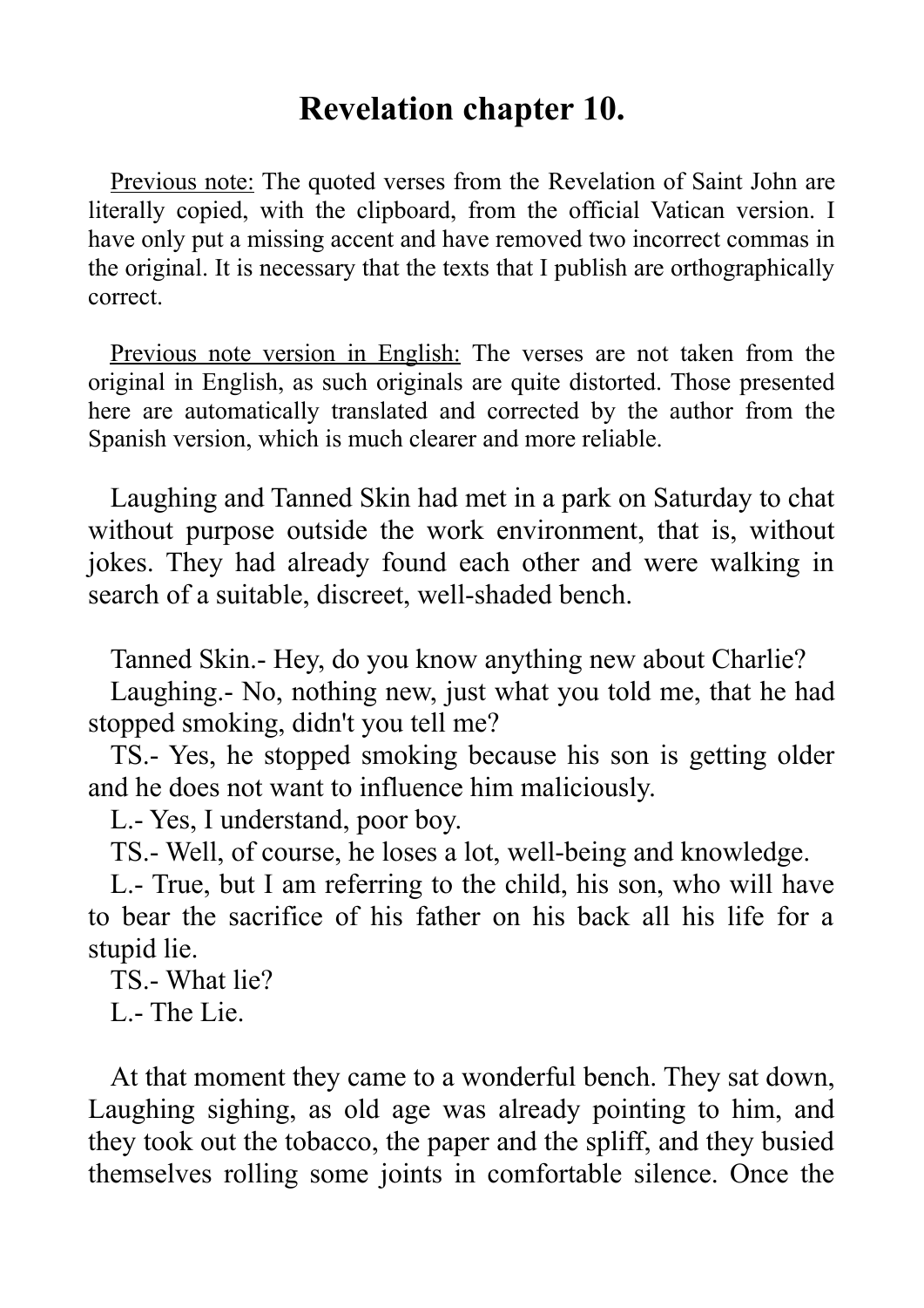# Revelation chapter 10.

Previous note: The quoted verses from the Revelation of Saint John are literally copied, with the clipboard, from the official Vatican version. I have only put a missing accent and have removed two incorrect commas in the original. It is necessary that the texts that I publish are orthographically correct.

Previous note version in English: The verses are not taken from the original in English, as such originals are quite distorted. Those presented here are automatically translated and corrected by the author from the Spanish version, which is much clearer and more reliable.

Laughing and Tanned Skin had met in a park on Saturday to chat without purpose outside the work environment, that is, without jokes. They had already found each other and were walking in search of a suitable, discreet, well-shaded bench.

Tanned Skin.- Hey, do you know anything new about Charlie?
Laughing.- No, nothing new, just what you told me, that he had stopped smoking, didn't you tell me?
TS.- Yes, he stopped smoking because his son is getting older and he does not want to influence him maliciously.
L.- Yes, I understand, poor boy.
TS.- Well, of course, he loses a lot, well-being and knowledge.
L.- True, but I am referring to the child, his son, who will have to bear the sacrifice of his father on his back all his life for a stupid lie.
TS.- What lie?
L.- The Lie.

At that moment they came to a wonderful bench. They sat down, Laughing sighing, as old age was already pointing to him, and they took out the tobacco, the paper and the spliff, and they busied themselves rolling some joints in comfortable silence. Once the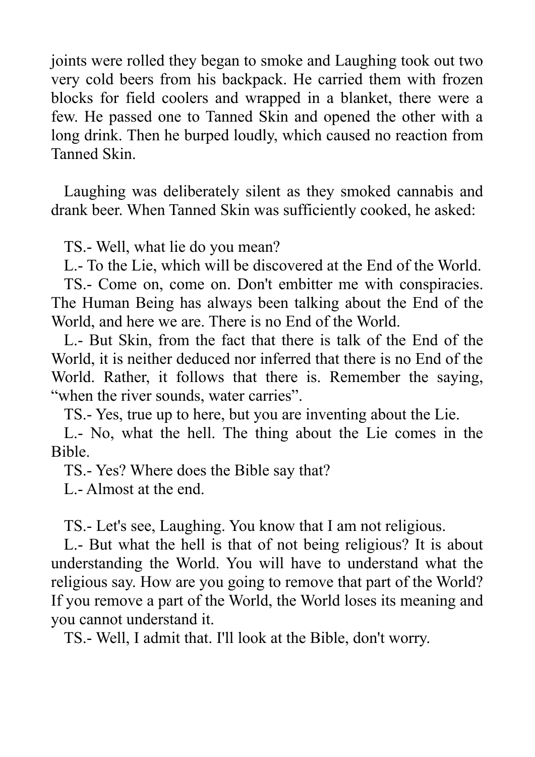joints were rolled they began to smoke and Laughing took out two very cold beers from his backpack. He carried them with frozen blocks for field coolers and wrapped in a blanket, there were a few. He passed one to Tanned Skin and opened the other with a long drink. Then he burped loudly, which caused no reaction from Tanned Skin.

Laughing was deliberately silent as they smoked cannabis and drank beer. When Tanned Skin was sufficiently cooked, he asked:

TS.- Well, what lie do you mean?

L.- To the Lie, which will be discovered at the End of the World.

TS.- Come on, come on. Don't embitter me with conspiracies. The Human Being has always been talking about the End of the World, and here we are. There is no End of the World.

L.- But Skin, from the fact that there is talk of the End of the World, it is neither deduced nor inferred that there is no End of the World. Rather, it follows that there is. Remember the saying, "when the river sounds, water carries".

TS.- Yes, true up to here, but you are inventing about the Lie.

L.- No, what the hell. The thing about the Lie comes in the Bible.

TS.- Yes? Where does the Bible say that?

L.- Almost at the end.

TS.- Let's see, Laughing. You know that I am not religious.

L.- But what the hell is that of not being religious? It is about understanding the World. You will have to understand what the religious say. How are you going to remove that part of the World? If you remove a part of the World, the World loses its meaning and you cannot understand it.

TS.- Well, I admit that. I'll look at the Bible, don't worry.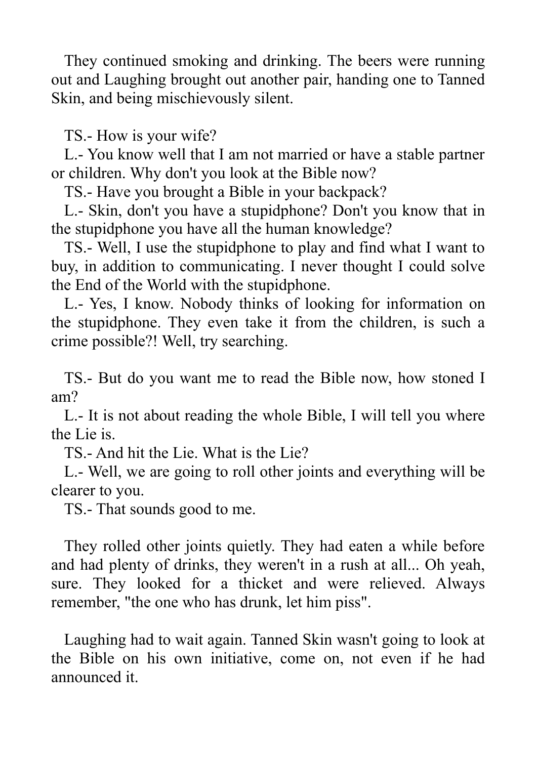They continued smoking and drinking. The beers were running out and Laughing brought out another pair, handing one to Tanned Skin, and being mischievously silent.

TS.- How is your wife?

L.- You know well that I am not married or have a stable partner or children. Why don't you look at the Bible now?

TS.- Have you brought a Bible in your backpack?

L.- Skin, don't you have a stupidphone? Don't you know that in the stupidphone you have all the human knowledge?

TS.- Well, I use the stupidphone to play and find what I want to buy, in addition to communicating. I never thought I could solve the End of the World with the stupidphone.

L.- Yes, I know. Nobody thinks of looking for information on the stupidphone. They even take it from the children, is such a crime possible?! Well, try searching.

TS.- But do you want me to read the Bible now, how stoned I am?

L.- It is not about reading the whole Bible, I will tell you where the Lie is.

TS.- And hit the Lie. What is the Lie?

L.- Well, we are going to roll other joints and everything will be clearer to you.

TS.- That sounds good to me.

They rolled other joints quietly. They had eaten a while before and had plenty of drinks, they weren't in a rush at all... Oh yeah, sure. They looked for a thicket and were relieved. Always remember, "the one who has drunk, let him piss".

Laughing had to wait again. Tanned Skin wasn't going to look at the Bible on his own initiative, come on, not even if he had announced it.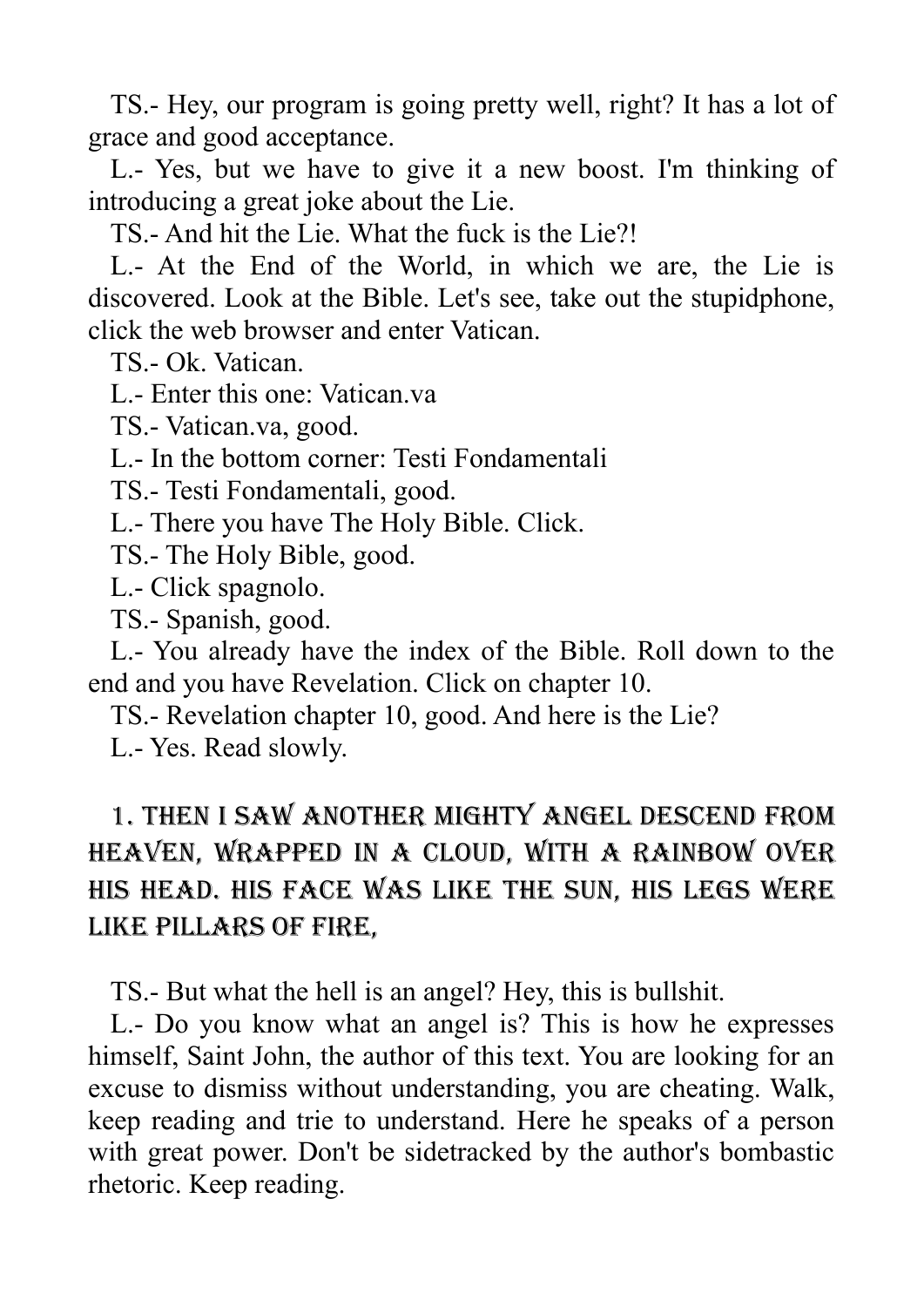TS.- Hey, our program is going pretty well, right? It has a lot of grace and good acceptance.

L.- Yes, but we have to give it a new boost. I'm thinking of introducing a great joke about the Lie.

TS.- And hit the Lie. What the fuck is the Lie?!

L.- At the End of the World, in which we are, the Lie is discovered. Look at the Bible. Let's see, take out the stupidphone, click the web browser and enter Vatican.

TS.- Ok. Vatican.

L.- Enter this one: Vatican.va

TS.- Vatican.va, good.

L.- In the bottom corner: Testi Fondamentali

TS.- Testi Fondamentali, good.

L.- There you have The Holy Bible. Click.

TS.- The Holy Bible, good.

L.- Click spagnolo.

TS.- Spanish, good.

L.- You already have the index of the Bible. Roll down to the end and you have Revelation. Click on chapter 10.

TS.- Revelation chapter 10, good. And here is the Lie?

L.- Yes. Read slowly.

1. THEN I SAW ANOTHER MIGHTY ANGEL DESCEND FROM HEAVEN, WRAPPED IN A CLOUD, WITH A RAINBOW OVER HIS HEAD. HIS FACE WAS LIKE THE SUN, HIS LEGS WERE LIKE PILLARS OF FIRE,

TS.- But what the hell is an angel? Hey, this is bullshit.

L.- Do you know what an angel is? This is how he expresses himself, Saint John, the author of this text. You are looking for an excuse to dismiss without understanding, you are cheating. Walk, keep reading and trie to understand. Here he speaks of a person with great power. Don't be sidetracked by the author's bombastic rhetoric. Keep reading.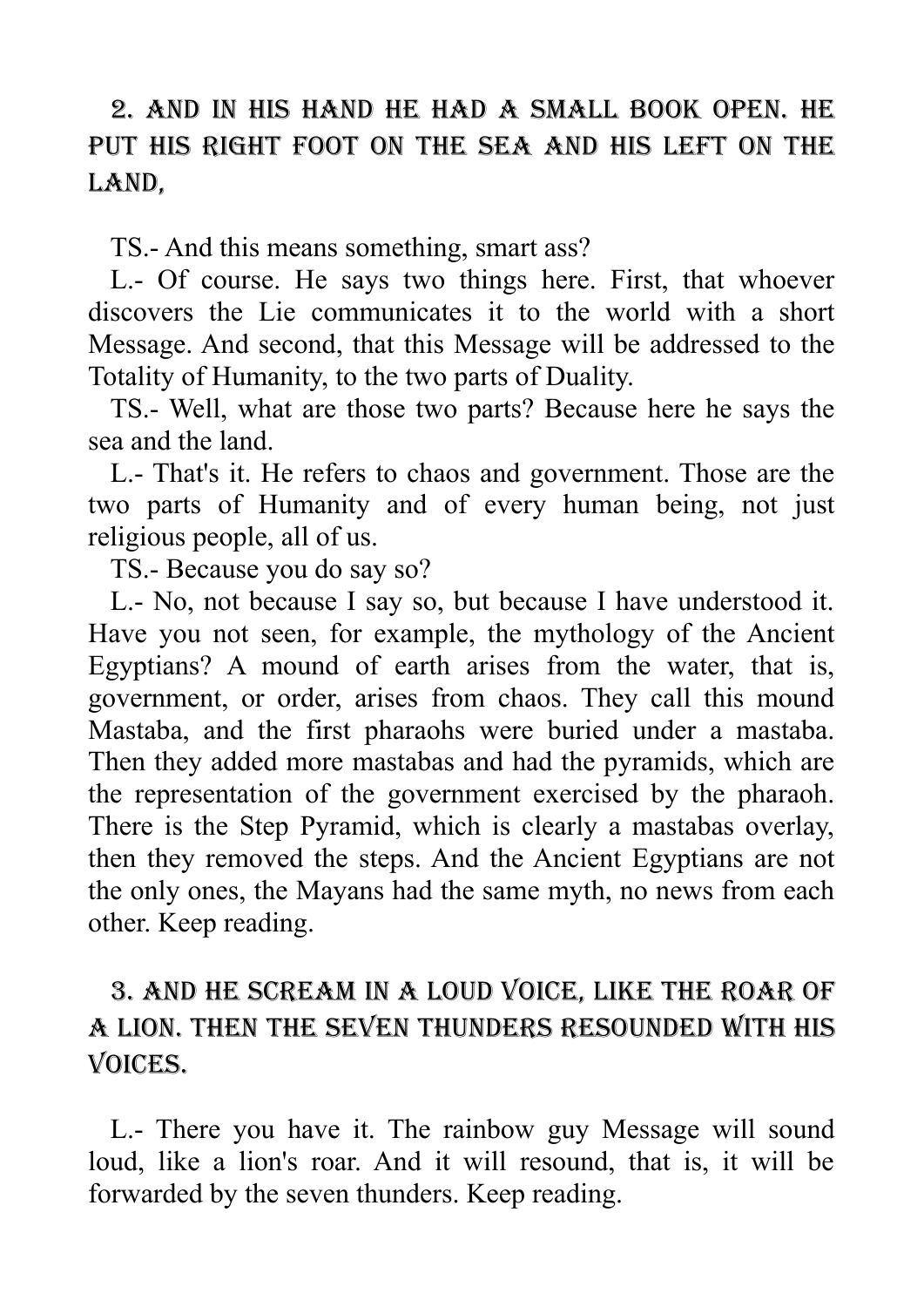**2. And in his hand he had a small book open. He put his right foot on the sea and his left on the land,**

TS.- And this means something, smart ass?

L.- Of course. He says two things here. First, that whoever discovers the Lie communicates it to the world with a short Message. And second, that this Message will be addressed to the Totality of Humanity, to the two parts of Duality.

TS.- Well, what are those two parts? Because here he says the sea and the land.

L.- That's it. He refers to chaos and government. Those are the two parts of Humanity and of every human being, not just religious people, all of us.

TS.- Because you do say so?

L.- No, not because I say so, but because I have understood it. Have you not seen, for example, the mythology of the Ancient Egyptians? A mound of earth arises from the water, that is, government, or order, arises from chaos. They call this mound Mastaba, and the first pharaohs were buried under a mastaba. Then they added more mastabas and had the pyramids, which are the representation of the government exercised by the pharaoh. There is the Step Pyramid, which is clearly a mastabas overlay, then they removed the steps. And the Ancient Egyptians are not the only ones, the Mayans had the same myth, no news from each other. Keep reading.

**3. And he scream in a loud voice, like the roar of a lion. Then the seven thunders resounded with his voices.**

L.- There you have it. The rainbow guy Message will sound loud, like a lion's roar. And it will resound, that is, it will be forwarded by the seven thunders. Keep reading.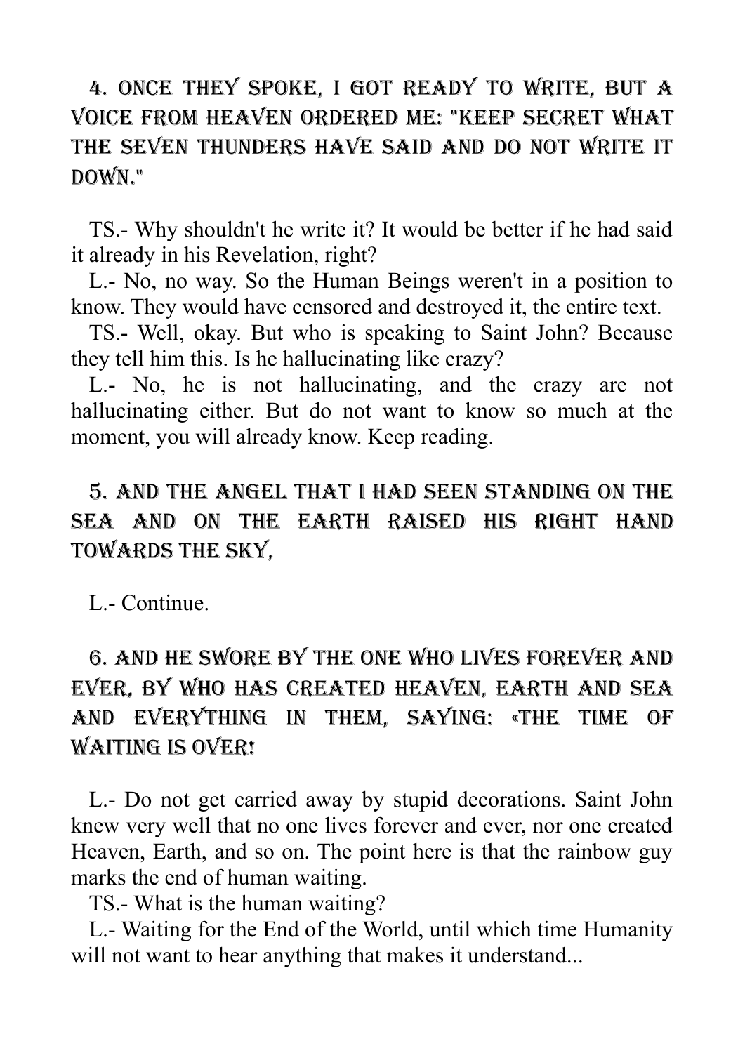**4. ONCE THEY SPOKE, I GOT READY TO WRITE, BUT A VOICE FROM HEAVEN ORDERED ME: "KEEP SECRET WHAT THE SEVEN THUNDERS HAVE SAID AND DO NOT WRITE IT DOWN."**

TS.- Why shouldn't he write it? It would be better if he had said it already in his Revelation, right?

L.- No, no way. So the Human Beings weren't in a position to know. They would have censored and destroyed it, the entire text.

TS.- Well, okay. But who is speaking to Saint John? Because they tell him this. Is he hallucinating like crazy?

L.- No, he is not hallucinating, and the crazy are not hallucinating either. But do not want to know so much at the moment, you will already know. Keep reading.

**5. AND THE ANGEL THAT I HAD SEEN STANDING ON THE SEA AND ON THE EARTH RAISED HIS RIGHT HAND TOWARDS THE SKY,**

L.- Continue.

**6. AND HE SWORE BY THE ONE WHO LIVES FOREVER AND EVER, BY WHO HAS CREATED HEAVEN, EARTH AND SEA AND EVERYTHING IN THEM, SAYING: «THE TIME OF WAITING IS OVER!**

L.- Do not get carried away by stupid decorations. Saint John knew very well that no one lives forever and ever, nor one created Heaven, Earth, and so on. The point here is that the rainbow guy marks the end of human waiting.

TS.- What is the human waiting?

L.- Waiting for the End of the World, until which time Humanity will not want to hear anything that makes it understand...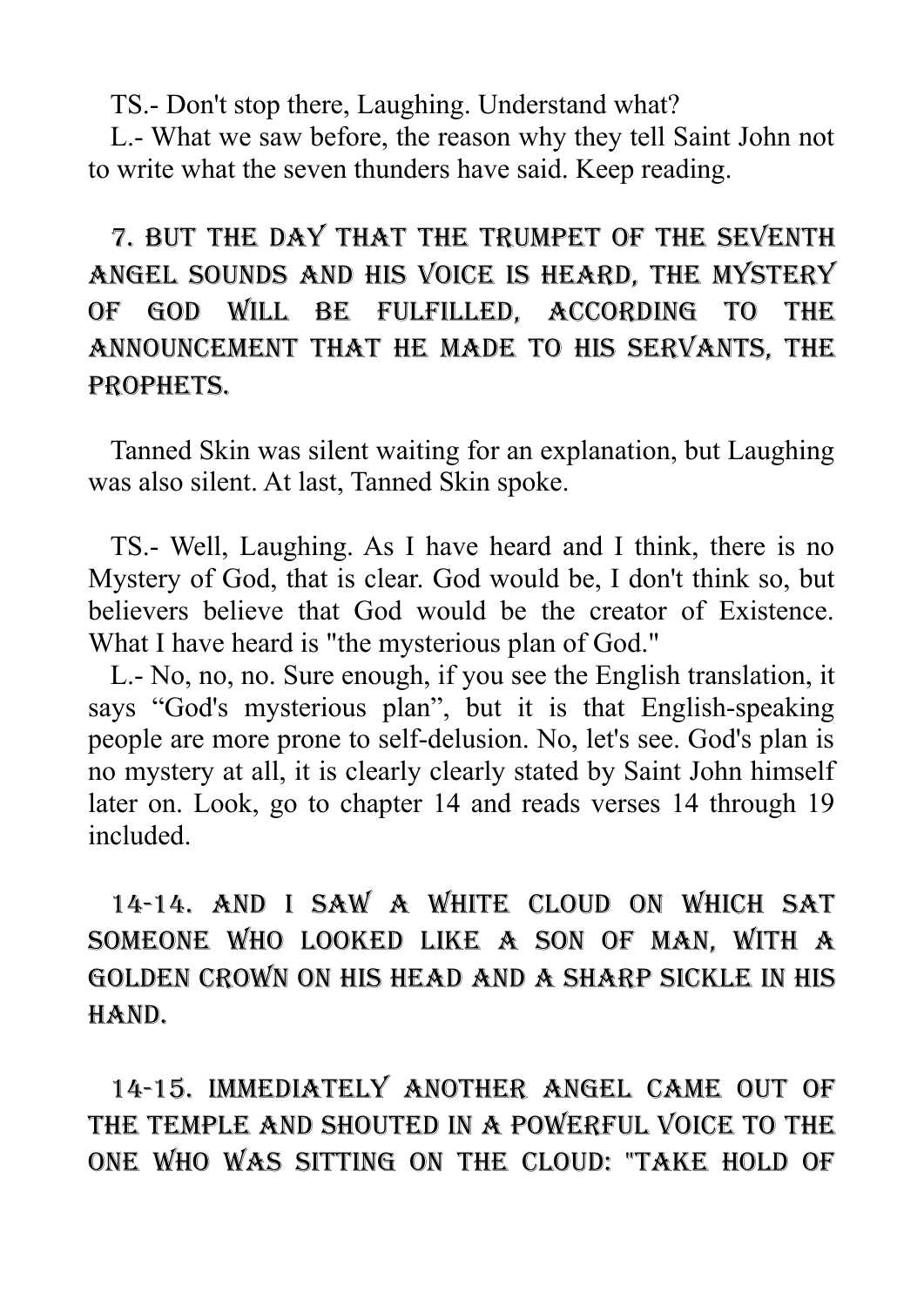TS.- Don't stop there, Laughing. Understand what?

L.- What we saw before, the reason why they tell Saint John not to write what the seven thunders have said. Keep reading.

7. BUT THE DAY THAT THE TRUMPET OF THE SEVENTH ANGEL SOUNDS AND HIS VOICE IS HEARD, THE MYSTERY OF GOD WILL BE FULFILLED, ACCORDING TO THE ANNOUNCEMENT THAT HE MADE TO HIS SERVANTS, THE PROPHETS.

Tanned Skin was silent waiting for an explanation, but Laughing was also silent. At last, Tanned Skin spoke.

TS.- Well, Laughing. As I have heard and I think, there is no Mystery of God, that is clear. God would be, I don't think so, but believers believe that God would be the creator of Existence. What I have heard is "the mysterious plan of God."

L.- No, no, no. Sure enough, if you see the English translation, it says “God's mysterious plan”, but it is that English-speaking people are more prone to self-delusion. No, let's see. God's plan is no mystery at all, it is clearly clearly stated by Saint John himself later on. Look, go to chapter 14 and reads verses 14 through 19 included.

14-14. AND I SAW A WHITE CLOUD ON WHICH SAT SOMEONE WHO LOOKED LIKE A SON OF MAN, WITH A GOLDEN CROWN ON HIS HEAD AND A SHARP SICKLE IN HIS HAND.

14-15. IMMEDIATELY ANOTHER ANGEL CAME OUT OF THE TEMPLE AND SHOUTED IN A POWERFUL VOICE TO THE ONE WHO WAS SITTING ON THE CLOUD: "TAKE HOLD OF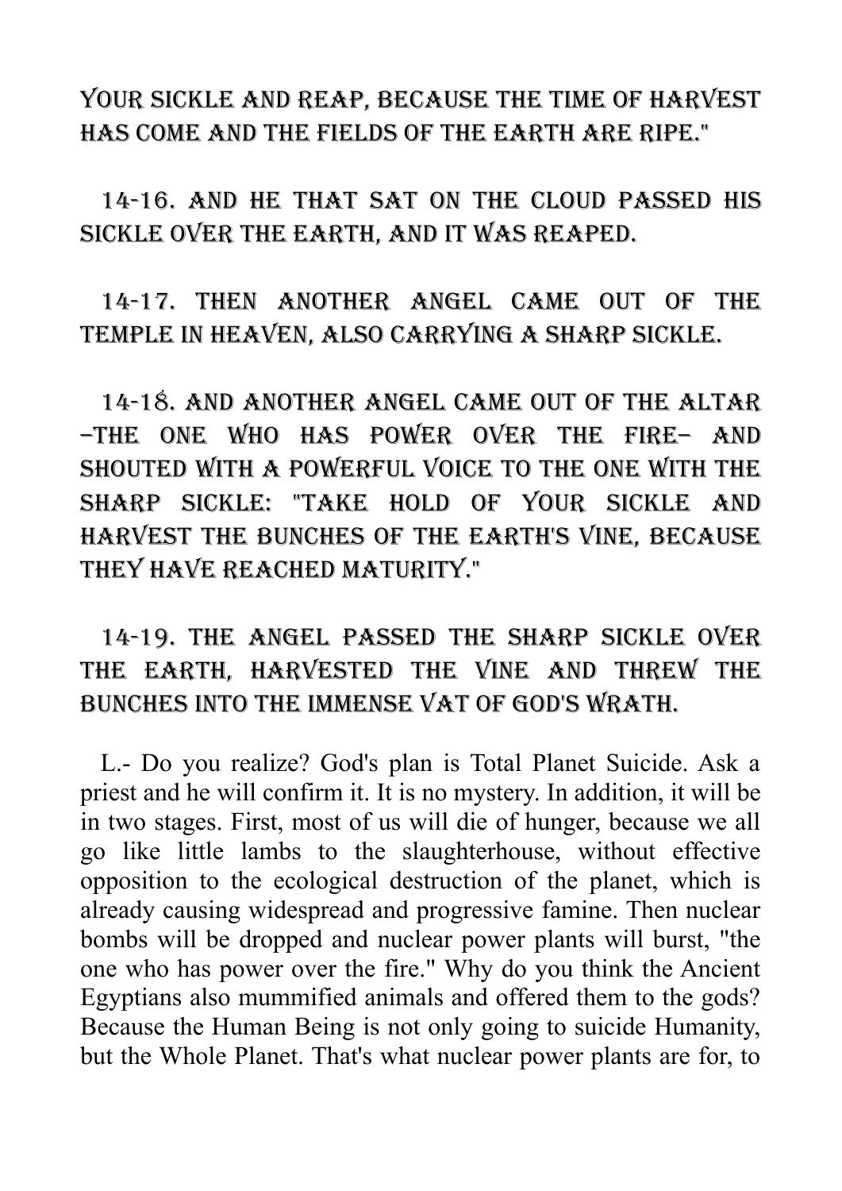YOUR SICKLE AND REAP, BECAUSE THE TIME OF HARVEST HAS COME AND THE FIELDS OF THE EARTH ARE RIPE."

14-16. AND HE THAT SAT ON THE CLOUD PASSED HIS SICKLE OVER THE EARTH, AND IT WAS REAPED.

14-17. THEN ANOTHER ANGEL CAME OUT OF THE TEMPLE IN HEAVEN, ALSO CARRYING A SHARP SICKLE.

14-18. AND ANOTHER ANGEL CAME OUT OF THE ALTAR –THE ONE WHO HAS POWER OVER THE FIRE– AND SHOUTED WITH A POWERFUL VOICE TO THE ONE WITH THE SHARP SICKLE: "TAKE HOLD OF YOUR SICKLE AND HARVEST THE BUNCHES OF THE EARTH'S VINE, BECAUSE THEY HAVE REACHED MATURITY."

14-19. THE ANGEL PASSED THE SHARP SICKLE OVER THE EARTH, HARVESTED THE VINE AND THREW THE BUNCHES INTO THE IMMENSE VAT OF GOD'S WRATH.

L.- Do you realize? God's plan is Total Planet Suicide. Ask a priest and he will confirm it. It is no mystery. In addition, it will be in two stages. First, most of us will die of hunger, because we all go like little lambs to the slaughterhouse, without effective opposition to the ecological destruction of the planet, which is already causing widespread and progressive famine. Then nuclear bombs will be dropped and nuclear power plants will burst, "the one who has power over the fire." Why do you think the Ancient Egyptians also mummified animals and offered them to the gods? Because the Human Being is not only going to suicide Humanity, but the Whole Planet. That's what nuclear power plants are for, to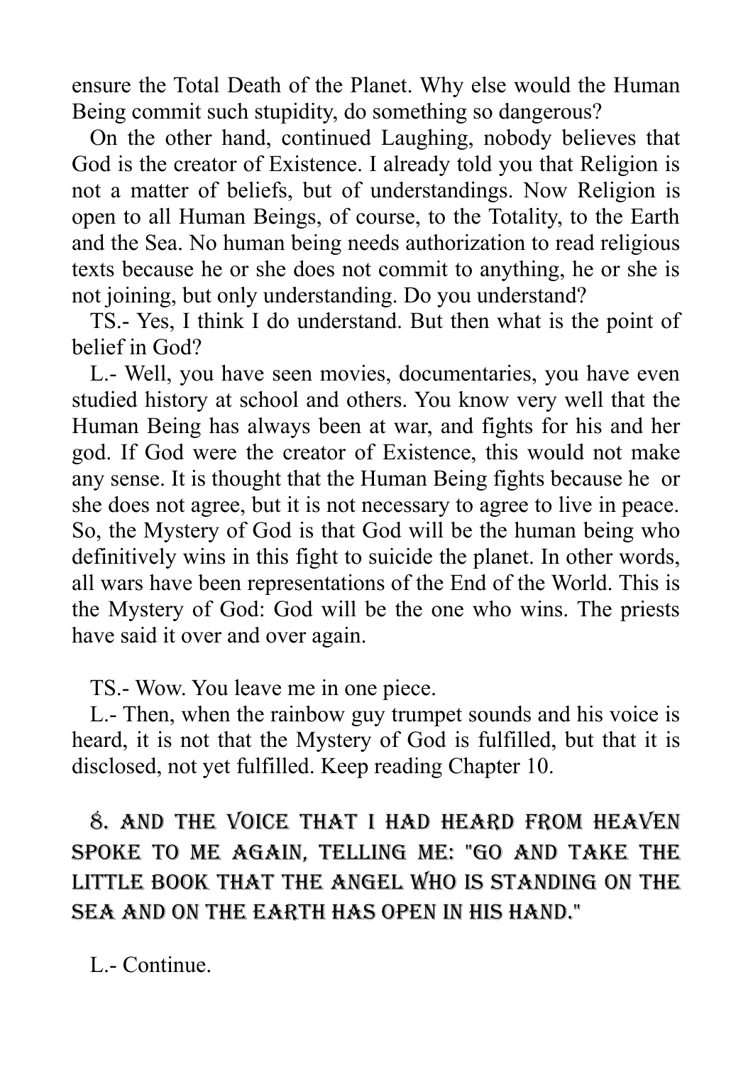ensure the Total Death of the Planet. Why else would the Human Being commit such stupidity, do something so dangerous?

On the other hand, continued Laughing, nobody believes that God is the creator of Existence. I already told you that Religion is not a matter of beliefs, but of understandings. Now Religion is open to all Human Beings, of course, to the Totality, to the Earth and the Sea. No human being needs authorization to read religious texts because he or she does not commit to anything, he or she is not joining, but only understanding. Do you understand?

TS.- Yes, I think I do understand. But then what is the point of belief in God?

L.- Well, you have seen movies, documentaries, you have even studied history at school and others. You know very well that the Human Being has always been at war, and fights for his and her god. If God were the creator of Existence, this would not make any sense. It is thought that the Human Being fights because he or she does not agree, but it is not necessary to agree to live in peace. So, the Mystery of God is that God will be the human being who definitively wins in this fight to suicide the planet. In other words, all wars have been representations of the End of the World. This is the Mystery of God: God will be the one who wins. The priests have said it over and over again.

TS.- Wow. You leave me in one piece.

L.- Then, when the rainbow guy trumpet sounds and his voice is heard, it is not that the Mystery of God is fulfilled, but that it is disclosed, not yet fulfilled. Keep reading Chapter 10.

**8. And the voice that I had heard from heaven spoke to me again, telling me: "Go and take the little book that the angel who is standing on the sea and on the earth has open in his hand."**

L.- Continue.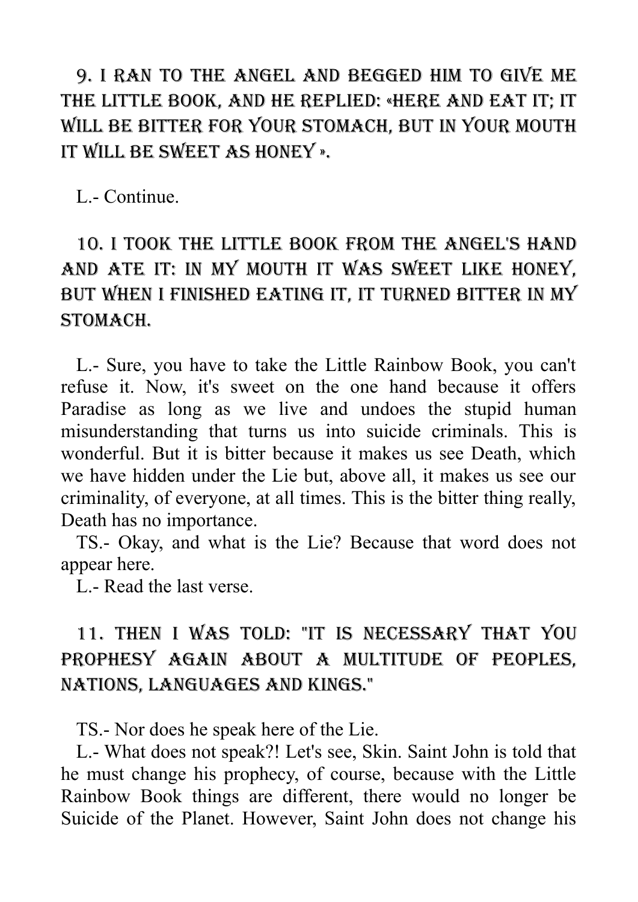9. I RAN TO THE ANGEL AND BEGGED HIM TO GIVE ME THE LITTLE BOOK, AND HE REPLIED: «HERE AND EAT IT; IT WILL BE BITTER FOR YOUR STOMACH, BUT IN YOUR MOUTH IT WILL BE SWEET AS HONEY ».

L.- Continue.

10. I TOOK THE LITTLE BOOK FROM THE ANGEL'S HAND AND ATE IT: IN MY MOUTH IT WAS SWEET LIKE HONEY, BUT WHEN I FINISHED EATING IT, IT TURNED BITTER IN MY STOMACH.

L.- Sure, you have to take the Little Rainbow Book, you can't refuse it. Now, it's sweet on the one hand because it offers Paradise as long as we live and undoes the stupid human misunderstanding that turns us into suicide criminals. This is wonderful. But it is bitter because it makes us see Death, which we have hidden under the Lie but, above all, it makes us see our criminality, of everyone, at all times. This is the bitter thing really, Death has no importance.

TS.- Okay, and what is the Lie? Because that word does not appear here.

L.- Read the last verse.

11. THEN I WAS TOLD: "IT IS NECESSARY THAT YOU PROPHESY AGAIN ABOUT A MULTITUDE OF PEOPLES, NATIONS, LANGUAGES AND KINGS."

TS.- Nor does he speak here of the Lie.

L.- What does not speak?! Let's see, Skin. Saint John is told that he must change his prophecy, of course, because with the Little Rainbow Book things are different, there would no longer be Suicide of the Planet. However, Saint John does not change his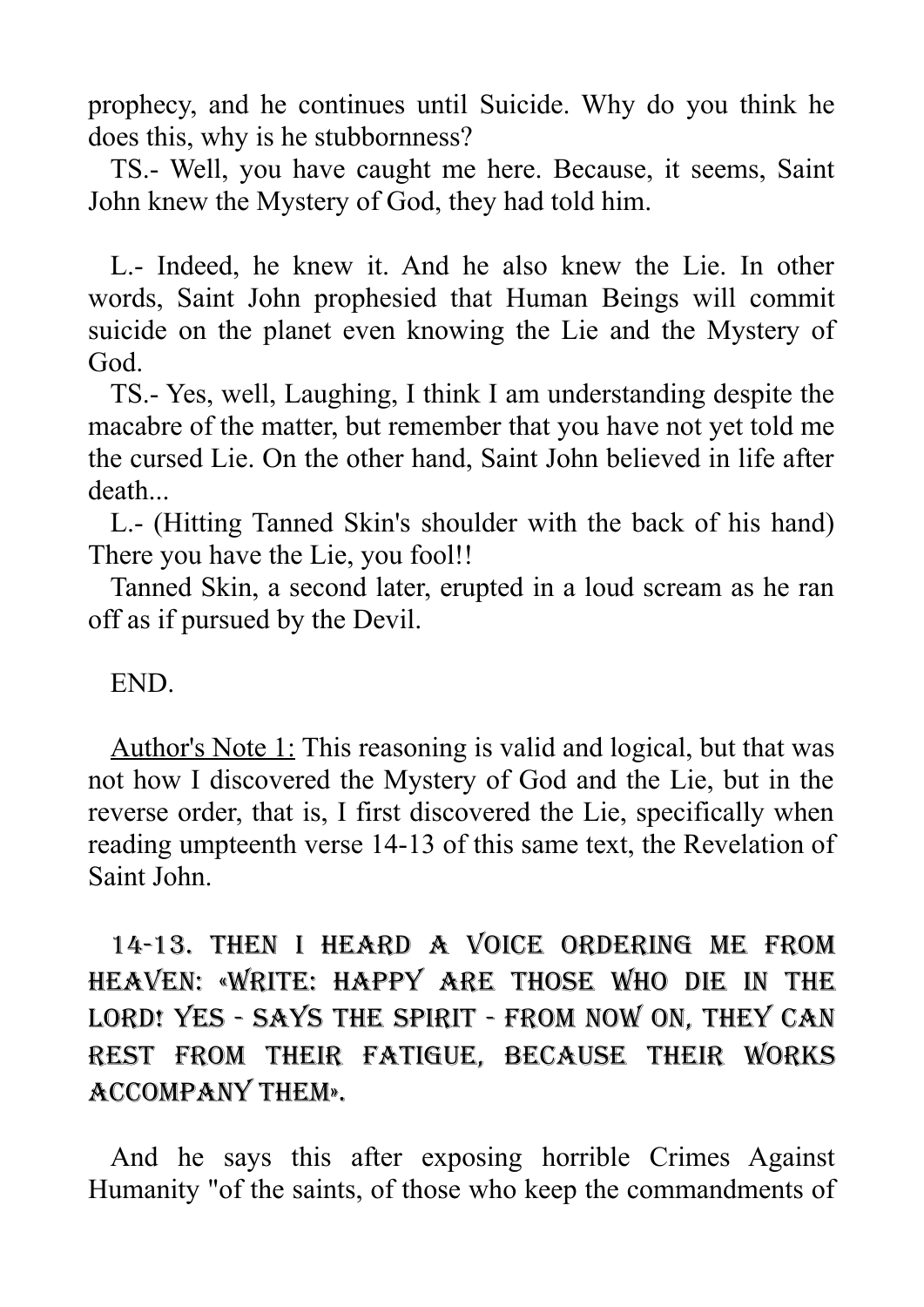prophecy, and he continues until Suicide. Why do you think he does this, why is he stubbornness?

TS.- Well, you have caught me here. Because, it seems, Saint John knew the Mystery of God, they had told him.

L.- Indeed, he knew it. And he also knew the Lie. In other words, Saint John prophesied that Human Beings will commit suicide on the planet even knowing the Lie and the Mystery of God.

TS.- Yes, well, Laughing, I think I am understanding despite the macabre of the matter, but remember that you have not yet told me the cursed Lie. On the other hand, Saint John believed in life after death...

L.- (Hitting Tanned Skin's shoulder with the back of his hand) There you have the Lie, you fool!!

Tanned Skin, a second later, erupted in a loud scream as he ran off as if pursued by the Devil.

END.

<u>Author's Note 1:</u> This reasoning is valid and logical, but that was not how I discovered the Mystery of God and the Lie, but in the reverse order, that is, I first discovered the Lie, specifically when reading umpteenth verse 14-13 of this same text, the Revelation of Saint John.

14-13. THEN I HEARD A VOICE ORDERING ME FROM HEAVEN: «WRITE: HAPPY ARE THOSE WHO DIE IN THE LORD! YES - SAYS THE SPIRIT - FROM NOW ON, THEY CAN REST FROM THEIR FATIGUE, BECAUSE THEIR WORKS ACCOMPANY THEM».

And he says this after exposing horrible Crimes Against Humanity "of the saints, of those who keep the commandments of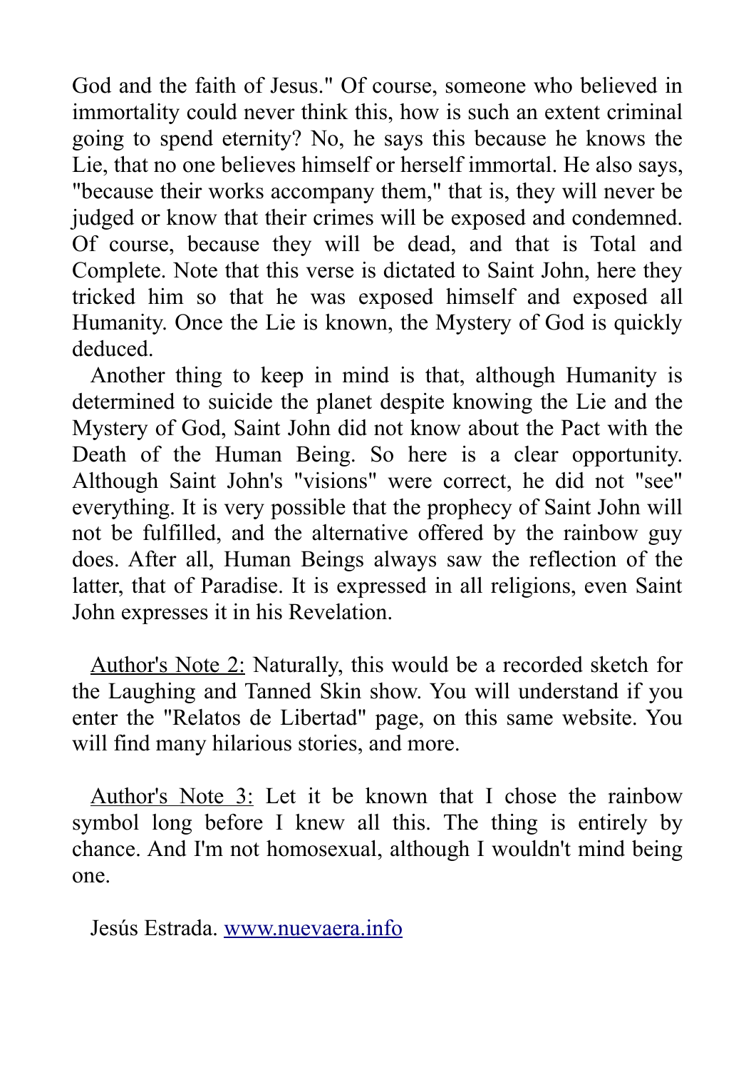God and the faith of Jesus." Of course, someone who believed in immortality could never think this, how is such an extent criminal going to spend eternity? No, he says this because he knows the Lie, that no one believes himself or herself immortal. He also says, "because their works accompany them," that is, they will never be judged or know that their crimes will be exposed and condemned. Of course, because they will be dead, and that is Total and Complete. Note that this verse is dictated to Saint John, here they tricked him so that he was exposed himself and exposed all Humanity. Once the Lie is known, the Mystery of God is quickly deduced.

Another thing to keep in mind is that, although Humanity is determined to suicide the planet despite knowing the Lie and the Mystery of God, Saint John did not know about the Pact with the Death of the Human Being. So here is a clear opportunity. Although Saint John's "visions" were correct, he did not "see" everything. It is very possible that the prophecy of Saint John will not be fulfilled, and the alternative offered by the rainbow guy does. After all, Human Beings always saw the reflection of the latter, that of Paradise. It is expressed in all religions, even Saint John expresses it in his Revelation.

Author's Note 2: Naturally, this would be a recorded sketch for the Laughing and Tanned Skin show. You will understand if you enter the "Relatos de Libertad" page, on this same website. You will find many hilarious stories, and more.

Author's Note 3: Let it be known that I chose the rainbow symbol long before I knew all this. The thing is entirely by chance. And I'm not homosexual, although I wouldn't mind being one.

Jesús Estrada. www.nuevaera.info